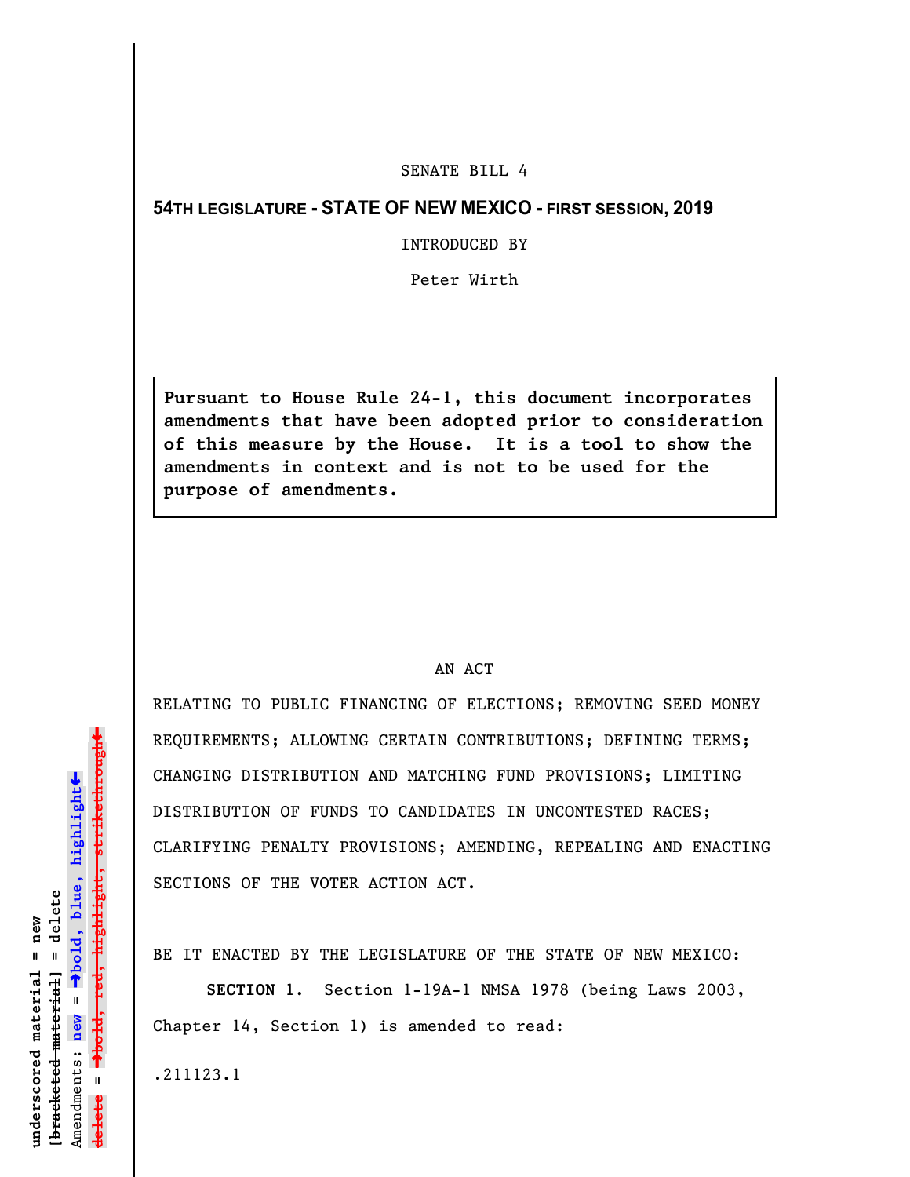SENATE BILL 4

**54TH LEGISLATURE - STATE OF NEW MEXICO - FIRST SESSION, 2019**

INTRODUCED BY

Peter Wirth

**Pursuant to House Rule 24-1, this document incorporates amendments that have been adopted prior to consideration of this measure by the House. It is a tool to show the amendments in context and is not to be used for the purpose of amendments.**

AN ACT

RELATING TO PUBLIC FINANCING OF ELECTIONS; REMOVING SEED MONEY REQUIREMENTS; ALLOWING CERTAIN CONTRIBUTIONS; DEFINING TERMS; CHANGING DISTRIBUTION AND MATCHING FUND PROVISIONS; LIMITING DISTRIBUTION OF FUNDS TO CANDIDATES IN UNCONTESTED RACES; CLARIFYING PENALTY PROVISIONS; AMENDING, REPEALING AND ENACTING SECTIONS OF THE VOTER ACTION ACT.

BE IT ENACTED BY THE LEGISLATURE OF THE STATE OF NEW MEXICO:

**SECTION 1.** Section 1-19A-1 NMSA 1978 (being Laws 2003, Chapter 14, Section 1) is amended to read:

.211123.1

underscored material = new
[bracketed material] = delete
Amendments: new = ➔bold, blue, highlight⬅
delete = ➔bold, red, highlight, strikethrough⬅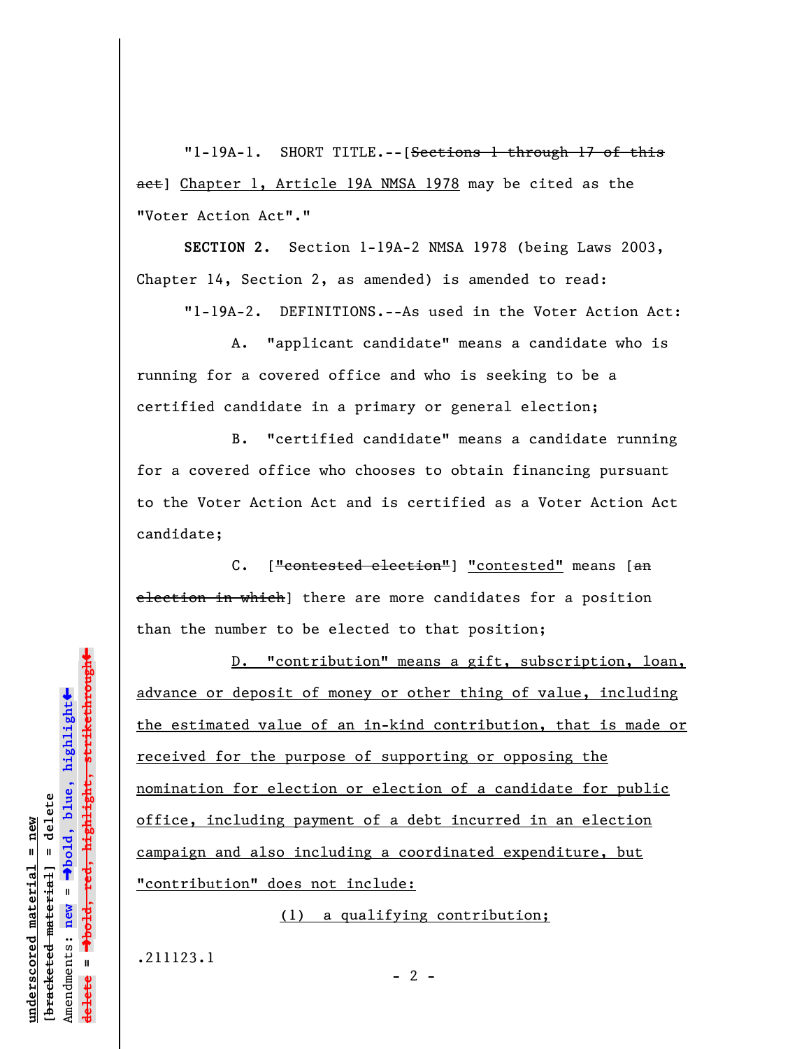"1-19A-1. SHORT TITLE.--[~~Sections 1 through 17 of this act~~] Chapter 1, Article 19A NMSA 1978 may be cited as the "Voter Action Act"."

**SECTION 2.** Section 1-19A-2 NMSA 1978 (being Laws 2003, Chapter 14, Section 2, as amended) is amended to read:

"1-19A-2. DEFINITIONS.--As used in the Voter Action Act:

A. "applicant candidate" means a candidate who is running for a covered office and who is seeking to be a certified candidate in a primary or general election;

B. "certified candidate" means a candidate running for a covered office who chooses to obtain financing pursuant to the Voter Action Act and is certified as a Voter Action Act candidate;

C. [~~"contested election"~~] "contested" means [~~an election in which~~] there are more candidates for a position than the number to be elected to that position;

D. "contribution" means a gift, subscription, loan, advance or deposit of money or other thing of value, including the estimated value of an in-kind contribution, that is made or received for the purpose of supporting or opposing the nomination for election or election of a candidate for public office, including payment of a debt incurred in an election campaign and also including a coordinated expenditure, but "contribution" does not include:

(1) a qualifying contribution;

.211123.1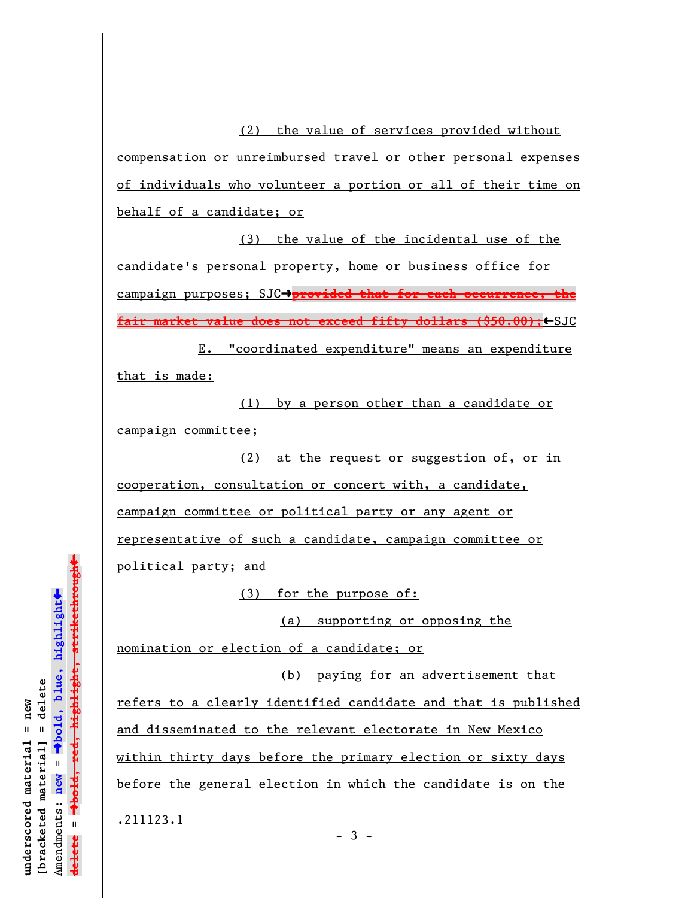(2) the value of services provided without compensation or unreimbursed travel or other personal expenses of individuals who volunteer a portion or all of their time on behalf of a candidate; or

(3) the value of the incidental use of the candidate's personal property, home or business office for campaign purposes; SJC→~~provided that for each occurrence, the fair market value does not exceed fifty dollars ($50.00);~~←SJC

E. "coordinated expenditure" means an expenditure that is made:

(1) by a person other than a candidate or campaign committee;

(2) at the request or suggestion of, or in cooperation, consultation or concert with, a candidate, campaign committee or political party or any agent or representative of such a candidate, campaign committee or political party; and

(3) for the purpose of:

(a) supporting or opposing the nomination or election of a candidate; or

(b) paying for an advertisement that refers to a clearly identified candidate and that is published and disseminated to the relevant electorate in New Mexico within thirty days before the primary election or sixty days before the general election in which the candidate is on the

.211123.1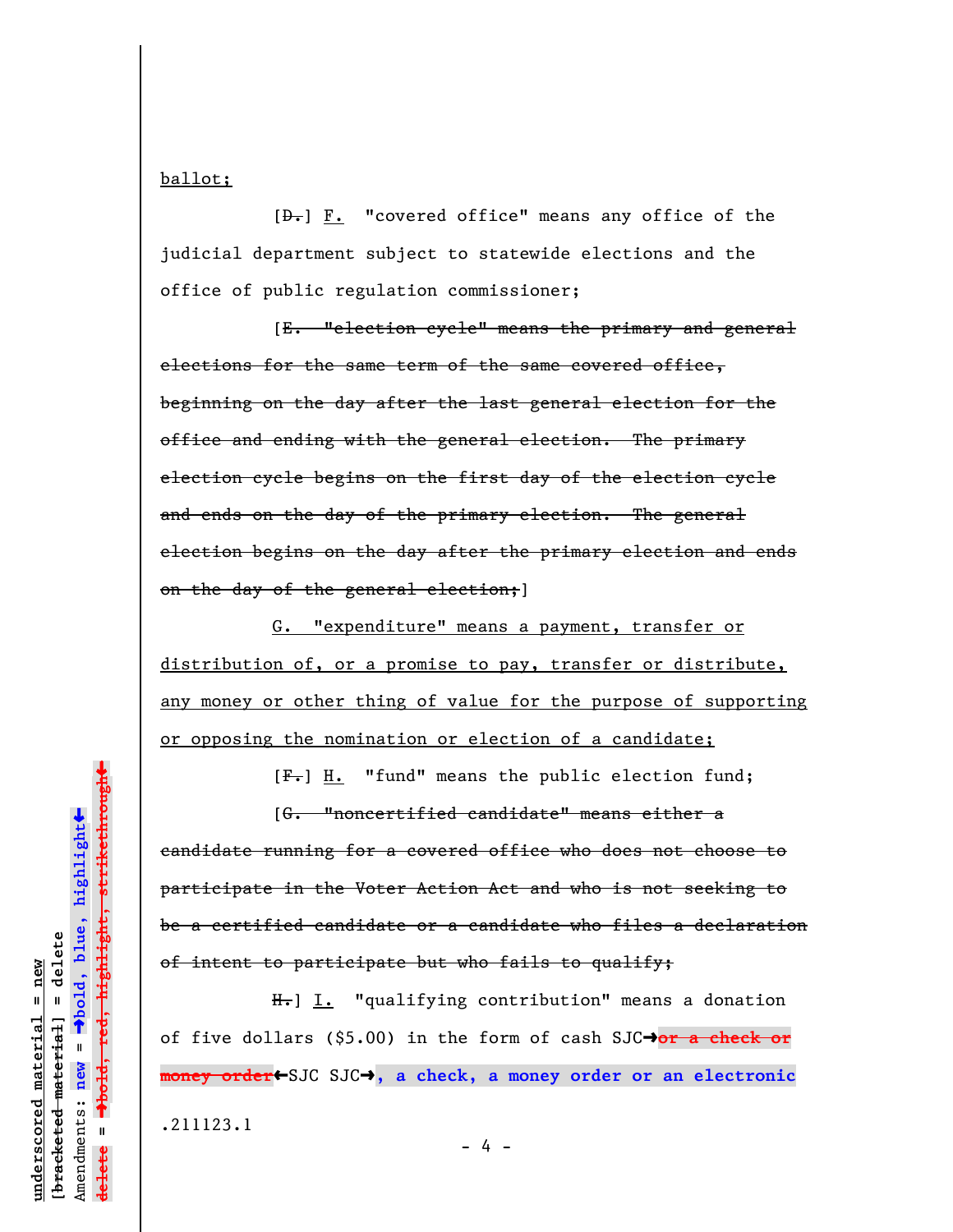ballot;

[D.] F. "covered office" means any office of the judicial department subject to statewide elections and the office of public regulation commissioner;

[~~E. "election cycle" means the primary and general elections for the same term of the same covered office, beginning on the day after the last general election for the office and ending with the general election. The primary election cycle begins on the first day of the election cycle and ends on the day of the primary election. The general election begins on the day after the primary election and ends on the day of the general election;~~]

G. "expenditure" means a payment, transfer or distribution of, or a promise to pay, transfer or distribute, any money or other thing of value for the purpose of supporting or opposing the nomination or election of a candidate;

[F.] H. "fund" means the public election fund;

[~~G. "noncertified candidate" means either a candidate running for a covered office who does not choose to participate in the Voter Action Act and who is not seeking to be a certified candidate or a candidate who files a declaration of intent to participate but who fails to qualify;~~

H.] I. "qualifying contribution" means a donation of five dollars ($5.00) in the form of cash SJC→~~or a check or money order~~←SJC SJC→**, a check, a money order or an electronic**

.211123.1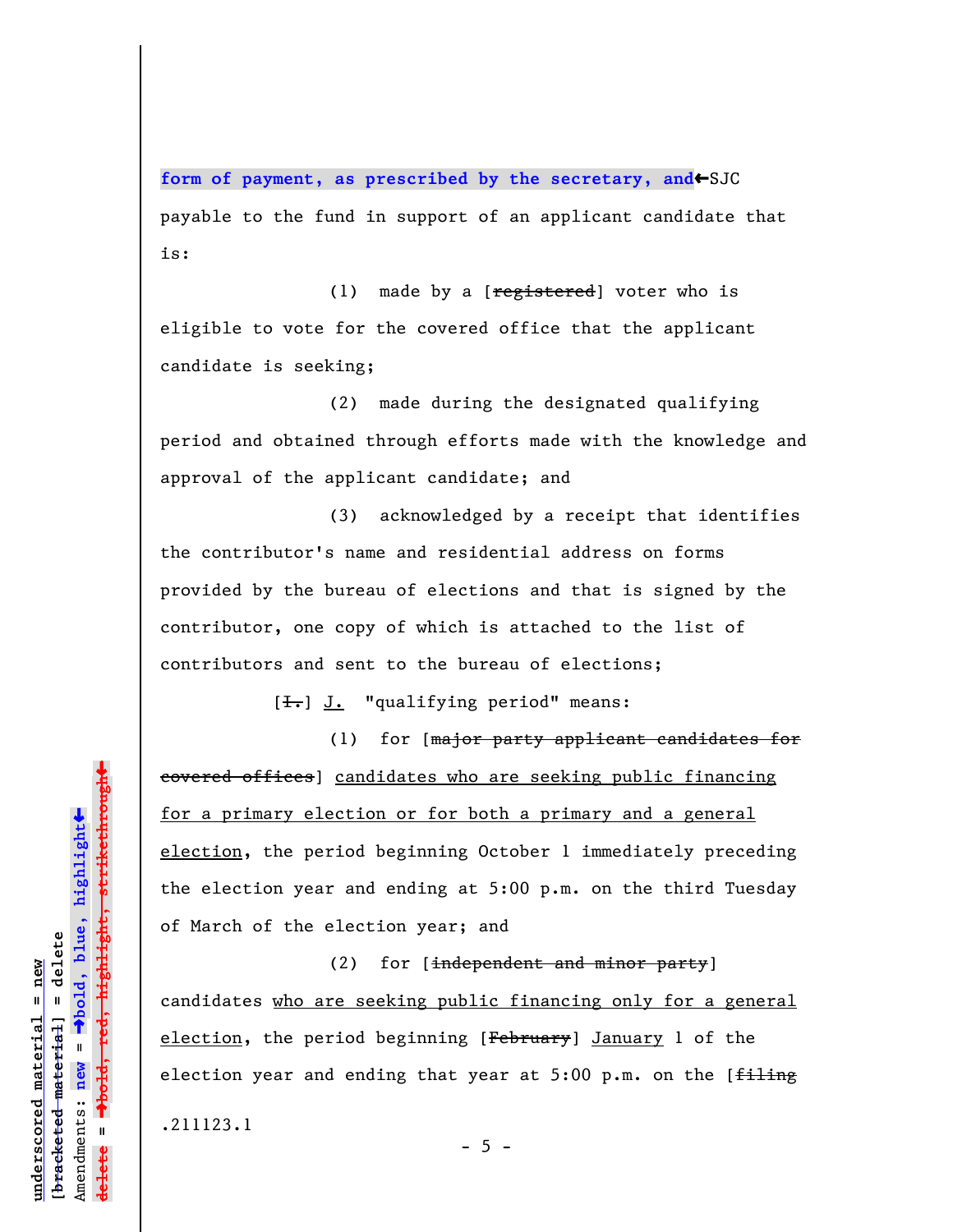**form of payment, as prescribed by the secretary, and**←SJC payable to the fund in support of an applicant candidate that is:

(1) made by a [~~registered~~] voter who is eligible to vote for the covered office that the applicant candidate is seeking;

(2) made during the designated qualifying period and obtained through efforts made with the knowledge and approval of the applicant candidate; and

(3) acknowledged by a receipt that identifies the contributor's name and residential address on forms provided by the bureau of elections and that is signed by the contributor, one copy of which is attached to the list of contributors and sent to the bureau of elections;

[~~I.~~] <u>J.</u> "qualifying period" means:

(1) for [~~major party applicant candidates for covered offices~~] <u>candidates who are seeking public financing for a primary election or for both a primary and a general election</u>, the period beginning October 1 immediately preceding the election year and ending at 5:00 p.m. on the third Tuesday of March of the election year; and

(2) for [~~independent and minor party~~] candidates <u>who are seeking public financing only for a general election</u>, the period beginning [~~February~~] <u>January</u> 1 of the election year and ending that year at 5:00 p.m. on the [~~filing~~

.211123.1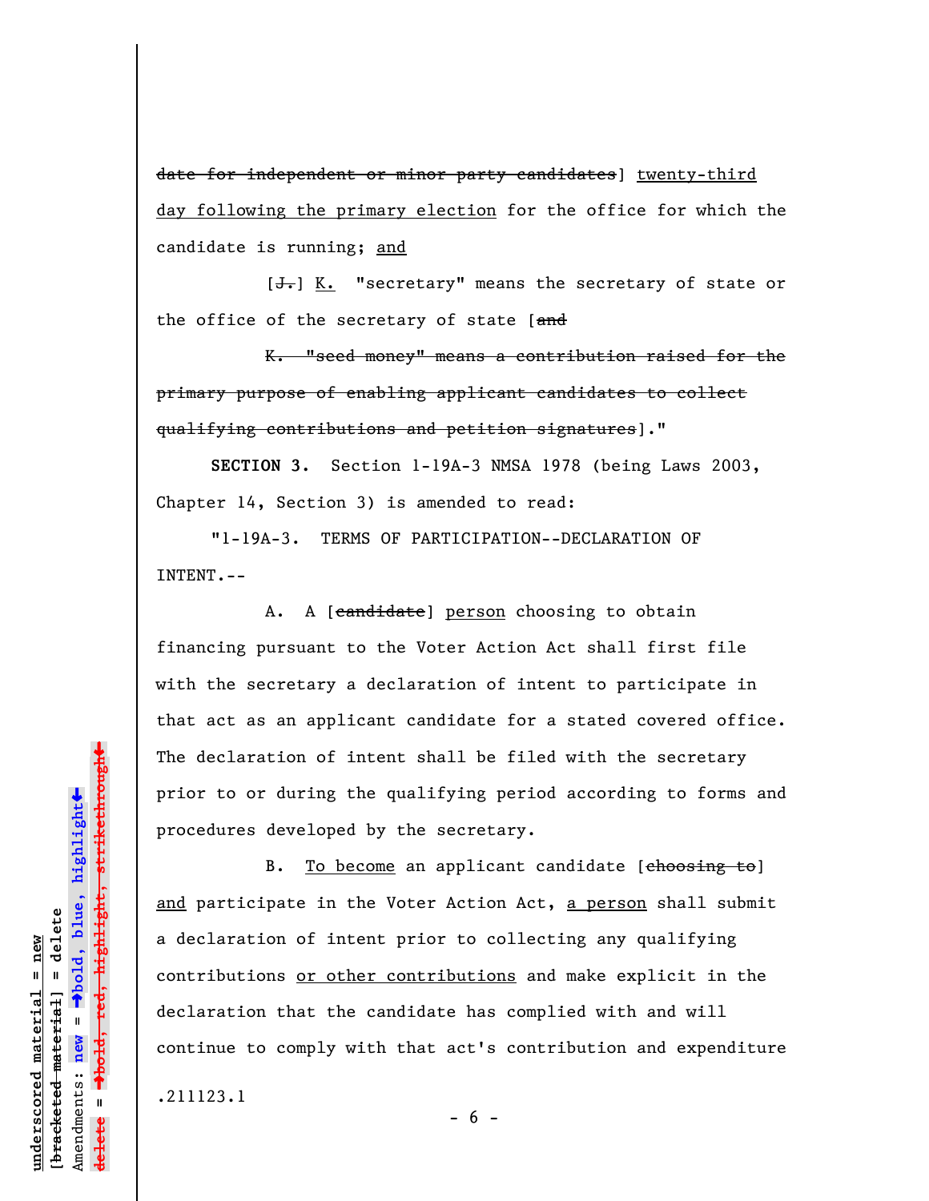~~date for independent or minor party candidates~~] <u>twenty-third day following the primary election</u> for the office for which the candidate is running; <u>and</u>

[~~J.~~] <u>K.</u> "secretary" means the secretary of state or the office of the secretary of state [~~and~~

~~K. "seed money" means a contribution raised for the primary purpose of enabling applicant candidates to collect qualifying contributions and petition signatures~~]."

**SECTION 3.** Section 1-19A-3 NMSA 1978 (being Laws 2003, Chapter 14, Section 3) is amended to read:

"1-19A-3. TERMS OF PARTICIPATION--DECLARATION OF INTENT.--

A. A [~~candidate~~] <u>person</u> choosing to obtain financing pursuant to the Voter Action Act shall first file with the secretary a declaration of intent to participate in that act as an applicant candidate for a stated covered office. The declaration of intent shall be filed with the secretary prior to or during the qualifying period according to forms and procedures developed by the secretary.

B. <u>To become</u> an applicant candidate [~~choosing to~~] <u>and</u> participate in the Voter Action Act, <u>a person</u> shall submit a declaration of intent prior to collecting any qualifying contributions <u>or other contributions</u> and make explicit in the declaration that the candidate has complied with and will continue to comply with that act's contribution and expenditure

.211123.1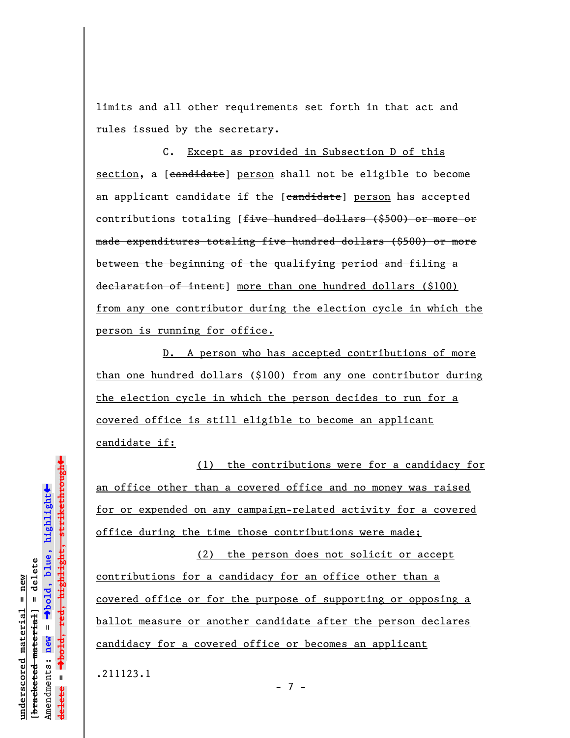limits and all other requirements set forth in that act and rules issued by the secretary.

C. Except as provided in Subsection D of this section, a [~~candidate~~] person shall not be eligible to become an applicant candidate if the [~~candidate~~] person has accepted contributions totaling [~~five hundred dollars ($500) or more or made expenditures totaling five hundred dollars ($500) or more between the beginning of the qualifying period and filing a declaration of intent~~] more than one hundred dollars ($100) from any one contributor during the election cycle in which the person is running for office.

D. A person who has accepted contributions of more than one hundred dollars ($100) from any one contributor during the election cycle in which the person decides to run for a covered office is still eligible to become an applicant candidate if:

(1) the contributions were for a candidacy for an office other than a covered office and no money was raised for or expended on any campaign-related activity for a covered office during the time those contributions were made;

(2) the person does not solicit or accept contributions for a candidacy for an office other than a covered office or for the purpose of supporting or opposing a ballot measure or another candidate after the person declares candidacy for a covered office or becomes an applicant

.211123.1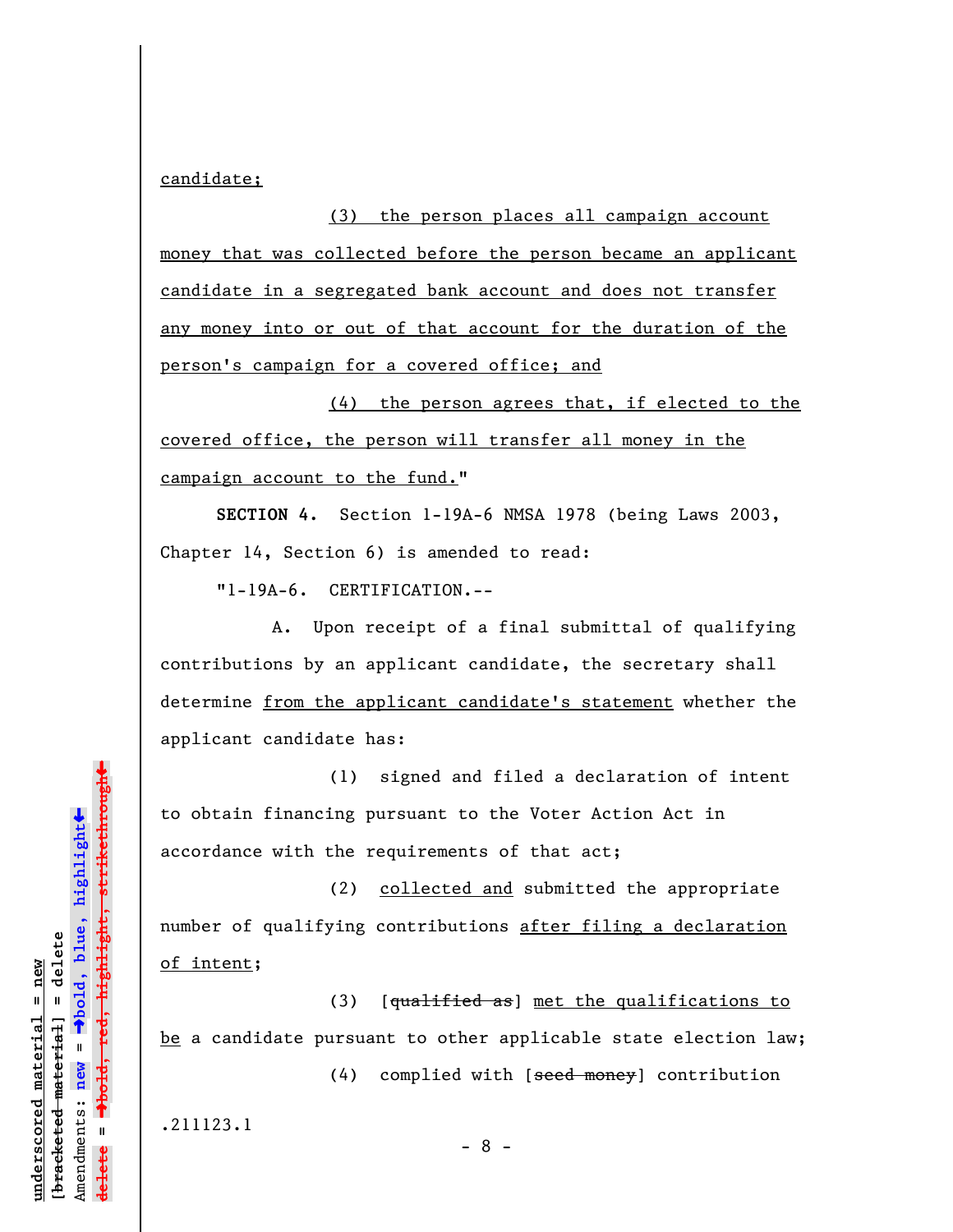candidate;

(3) the person places all campaign account money that was collected before the person became an applicant candidate in a segregated bank account and does not transfer any money into or out of that account for the duration of the person's campaign for a covered office; and

(4) the person agrees that, if elected to the covered office, the person will transfer all money in the campaign account to the fund."

**SECTION 4.** Section 1-19A-6 NMSA 1978 (being Laws 2003, Chapter 14, Section 6) is amended to read:

"1-19A-6. CERTIFICATION.--

A. Upon receipt of a final submittal of qualifying contributions by an applicant candidate, the secretary shall determine from the applicant candidate's statement whether the applicant candidate has:

(1) signed and filed a declaration of intent to obtain financing pursuant to the Voter Action Act in accordance with the requirements of that act;

(2) collected and submitted the appropriate number of qualifying contributions after filing a declaration of intent;

(3) [~~qualified as~~] met the qualifications to be a candidate pursuant to other applicable state election law;

(4) complied with [~~seed money~~] contribution

.211123.1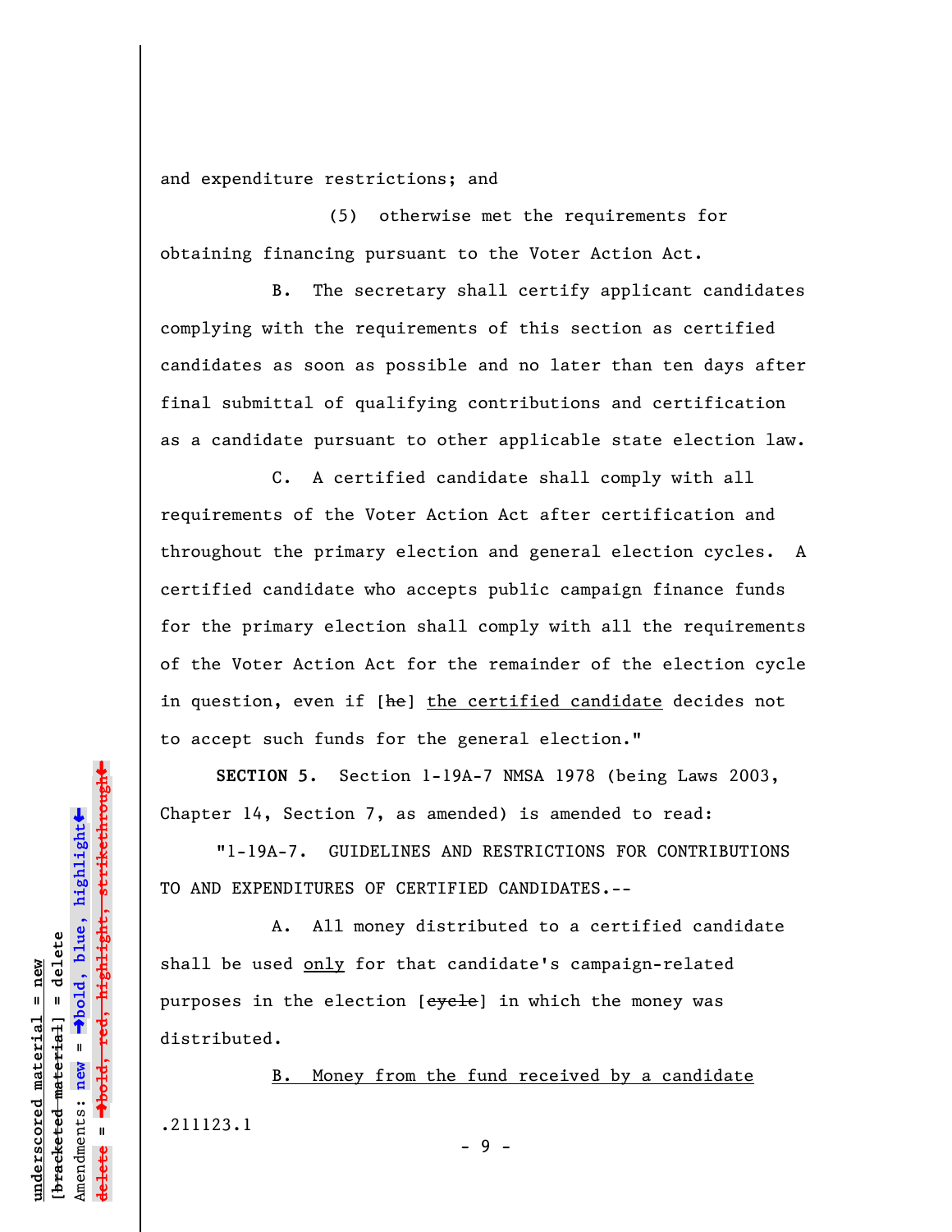and expenditure restrictions; and

(5) otherwise met the requirements for obtaining financing pursuant to the Voter Action Act.

B. The secretary shall certify applicant candidates complying with the requirements of this section as certified candidates as soon as possible and no later than ten days after final submittal of qualifying contributions and certification as a candidate pursuant to other applicable state election law.

C. A certified candidate shall comply with all requirements of the Voter Action Act after certification and throughout the primary election and general election cycles. A certified candidate who accepts public campaign finance funds for the primary election shall comply with all the requirements of the Voter Action Act for the remainder of the election cycle in question, even if [~~he~~] <u>the certified candidate</u> decides not to accept such funds for the general election."

**SECTION 5.** Section 1-19A-7 NMSA 1978 (being Laws 2003, Chapter 14, Section 7, as amended) is amended to read:

"1-19A-7. GUIDELINES AND RESTRICTIONS FOR CONTRIBUTIONS TO AND EXPENDITURES OF CERTIFIED CANDIDATES.--

A. All money distributed to a certified candidate shall be used <u>only</u> for that candidate's campaign-related purposes in the election [~~cycle~~] in which the money was distributed.

<u>B. Money from the fund received by a candidate</u>

.211123.1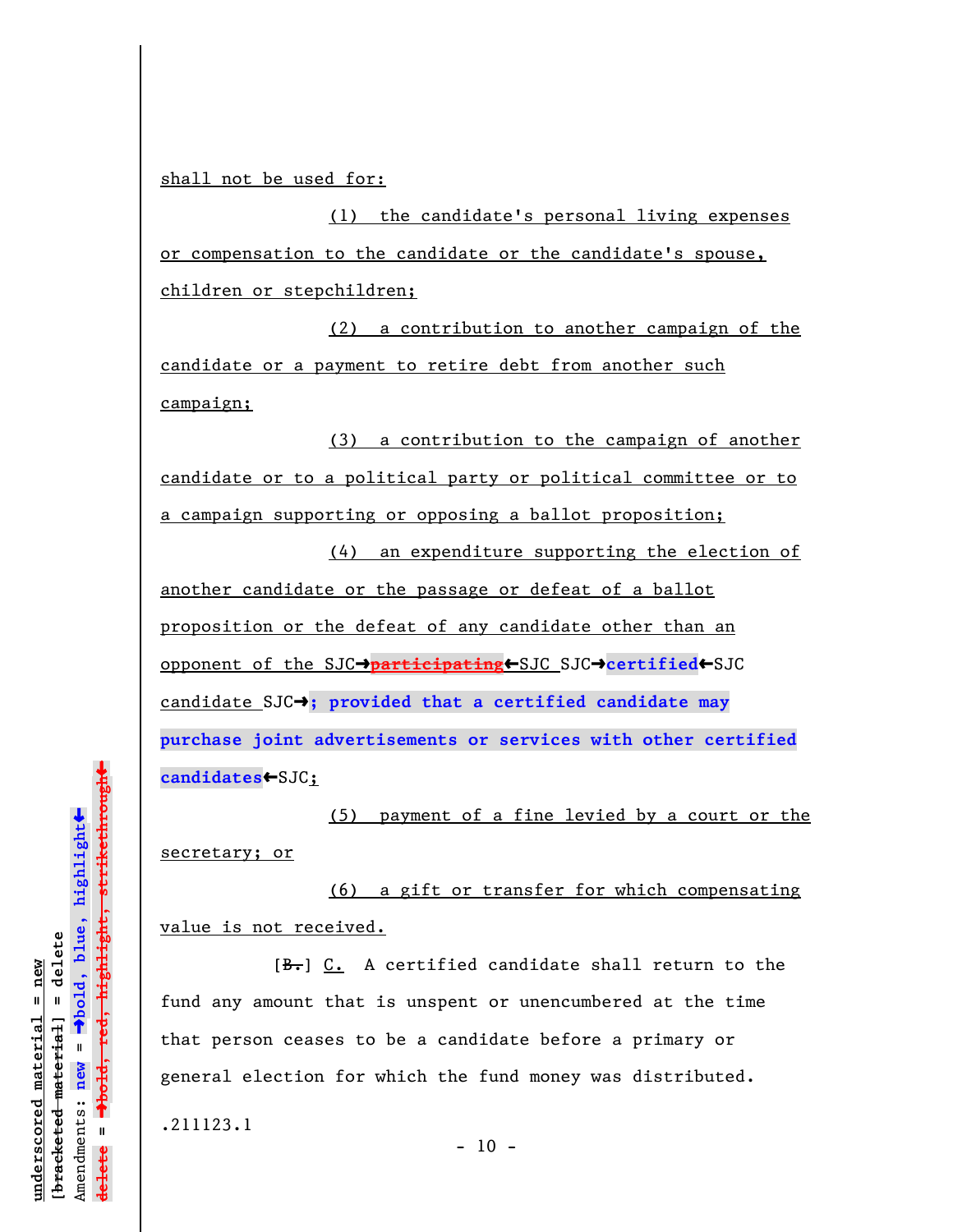shall not be used for:

(1) the candidate's personal living expenses or compensation to the candidate or the candidate's spouse, children or stepchildren;

(2) a contribution to another campaign of the candidate or a payment to retire debt from another such campaign;

(3) a contribution to the campaign of another candidate or to a political party or political committee or to a campaign supporting or opposing a ballot proposition;

(4) an expenditure supporting the election of another candidate or the passage or defeat of a ballot proposition or the defeat of any candidate other than an opponent of the SJC→~~participating~~←SJC SJC→**certified**←SJC candidate SJC→**; provided that a certified candidate may purchase joint advertisements or services with other certified candidates**←SJC;

(5) payment of a fine levied by a court or the secretary; or

(6) a gift or transfer for which compensating value is not received.

[~~B.~~] C. A certified candidate shall return to the fund any amount that is unspent or unencumbered at the time that person ceases to be a candidate before a primary or general election for which the fund money was distributed.

.211123.1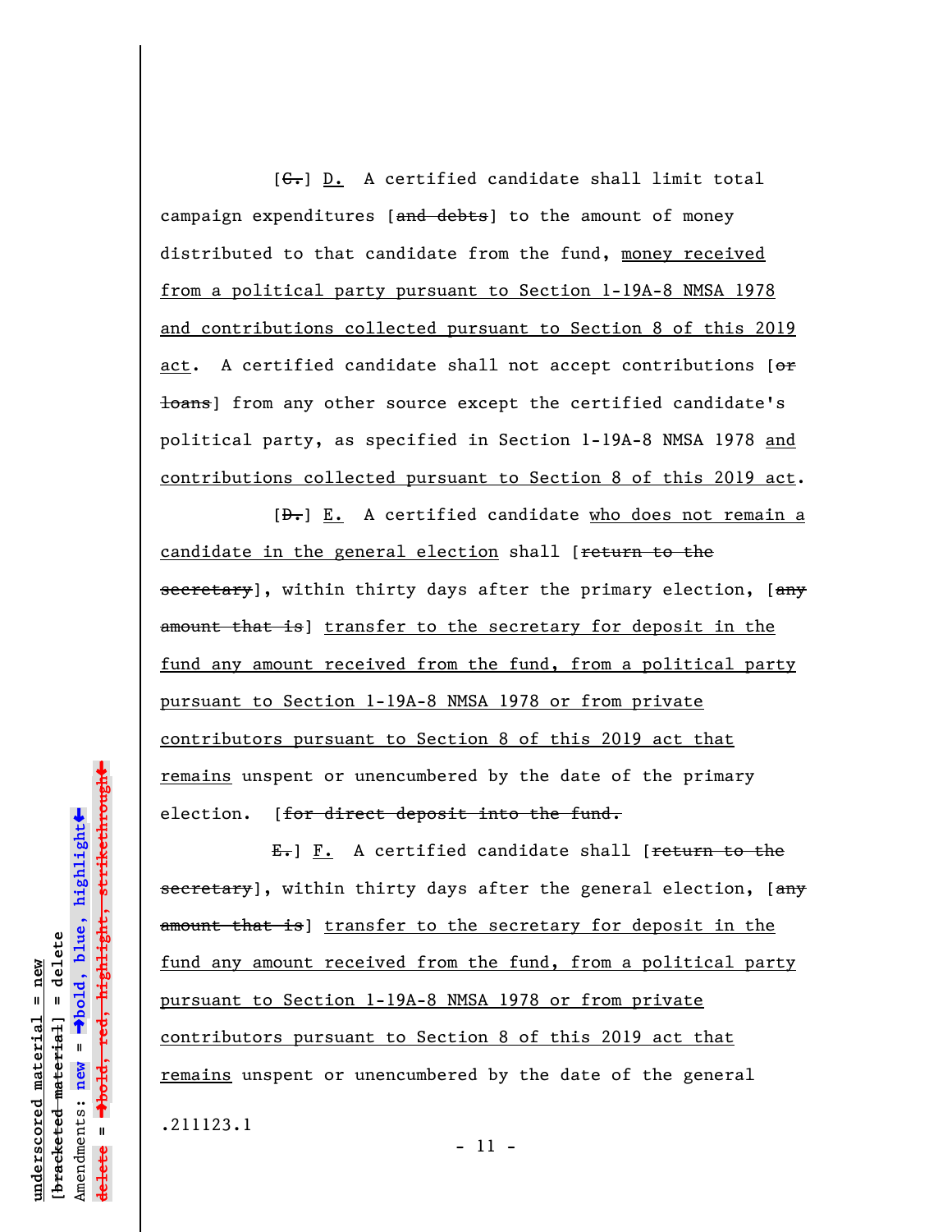[~~C.~~] D. A certified candidate shall limit total campaign expenditures [~~and debts~~] to the amount of money distributed to that candidate from the fund, money received from a political party pursuant to Section 1-19A-8 NMSA 1978 and contributions collected pursuant to Section 8 of this 2019 act. A certified candidate shall not accept contributions [~~or loans~~] from any other source except the certified candidate's political party, as specified in Section 1-19A-8 NMSA 1978 and contributions collected pursuant to Section 8 of this 2019 act.

[~~D.~~] E. A certified candidate who does not remain a candidate in the general election shall [~~return to the secretary~~], within thirty days after the primary election, [~~any amount that is~~] transfer to the secretary for deposit in the fund any amount received from the fund, from a political party pursuant to Section 1-19A-8 NMSA 1978 or from private contributors pursuant to Section 8 of this 2019 act that remains unspent or unencumbered by the date of the primary election. [~~for direct deposit into the fund.~~

~~E.~~] F. A certified candidate shall [~~return to the secretary~~], within thirty days after the general election, [~~any amount that is~~] transfer to the secretary for deposit in the fund any amount received from the fund, from a political party pursuant to Section 1-19A-8 NMSA 1978 or from private contributors pursuant to Section 8 of this 2019 act that remains unspent or unencumbered by the date of the general

.211123.1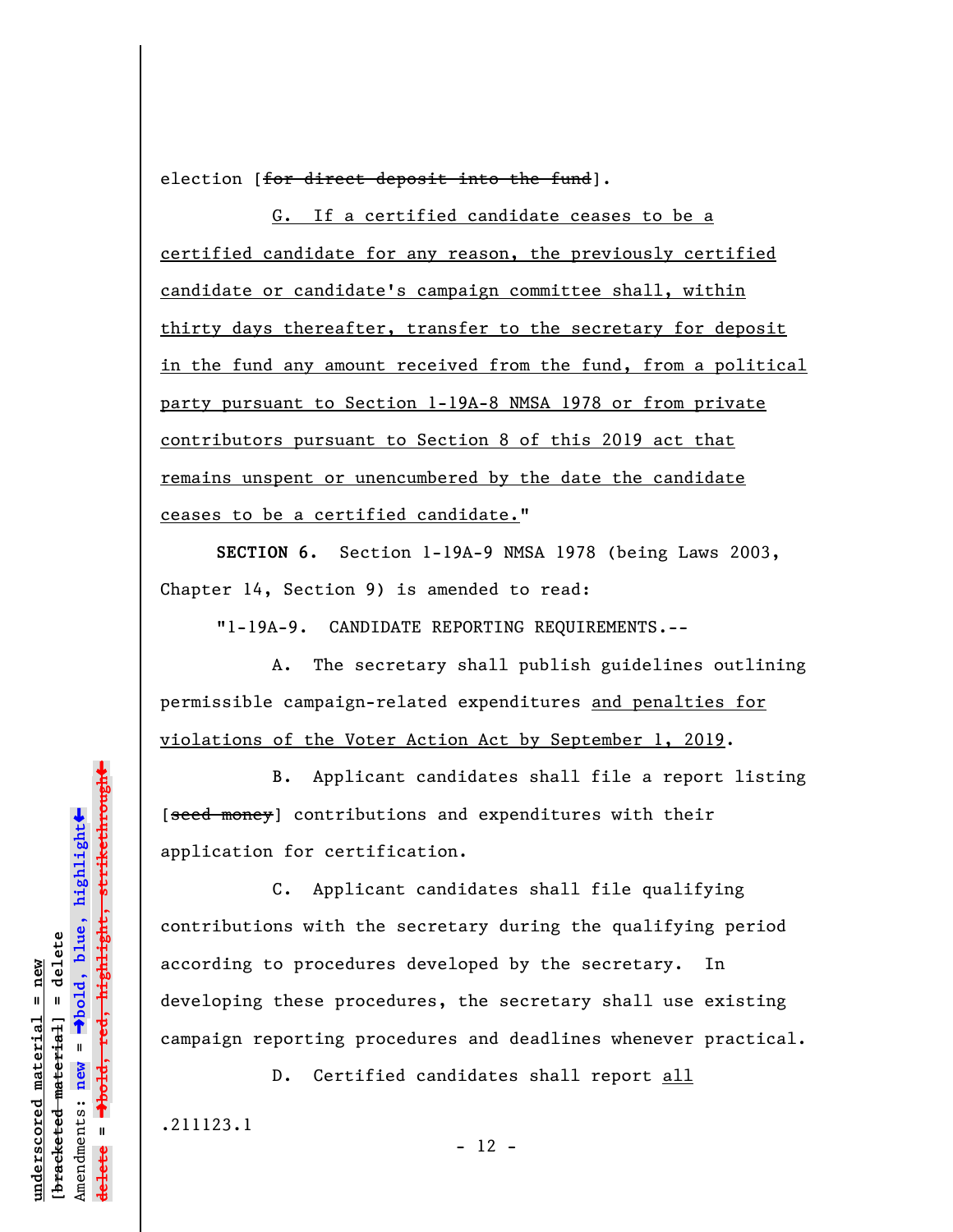election [~~for direct deposit into the fund~~].

G. If a certified candidate ceases to be a certified candidate for any reason, the previously certified candidate or candidate's campaign committee shall, within thirty days thereafter, transfer to the secretary for deposit in the fund any amount received from the fund, from a political party pursuant to Section 1-19A-8 NMSA 1978 or from private contributors pursuant to Section 8 of this 2019 act that remains unspent or unencumbered by the date the candidate ceases to be a certified candidate."

**SECTION 6.** Section 1-19A-9 NMSA 1978 (being Laws 2003, Chapter 14, Section 9) is amended to read:

"1-19A-9. CANDIDATE REPORTING REQUIREMENTS.--

A. The secretary shall publish guidelines outlining permissible campaign-related expenditures and penalties for violations of the Voter Action Act by September 1, 2019.

B. Applicant candidates shall file a report listing [~~seed money~~] contributions and expenditures with their application for certification.

C. Applicant candidates shall file qualifying contributions with the secretary during the qualifying period according to procedures developed by the secretary. In developing these procedures, the secretary shall use existing campaign reporting procedures and deadlines whenever practical.

D. Certified candidates shall report all

.211123.1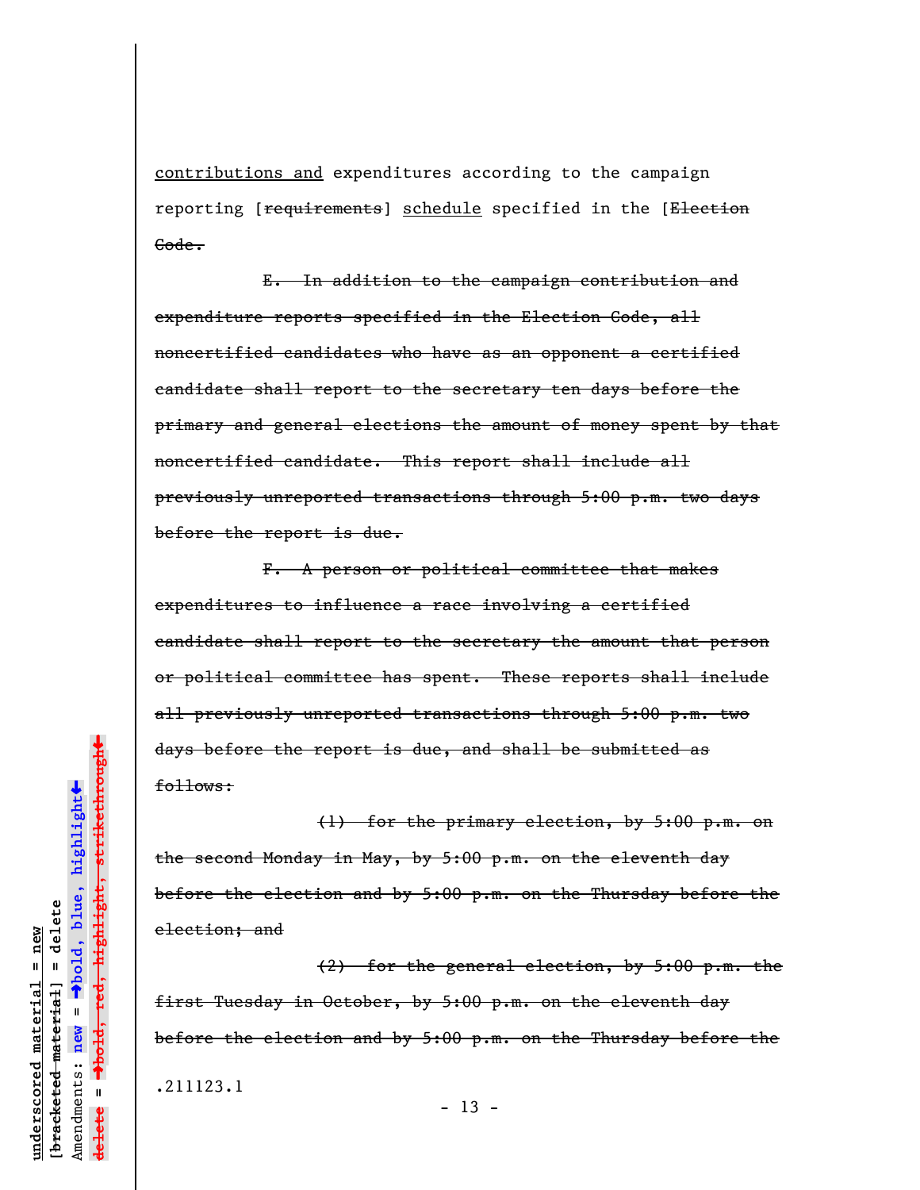contributions and expenditures according to the campaign reporting [~~requirements~~] schedule specified in the [~~Election Code.~~

~~E. In addition to the campaign contribution and expenditure reports specified in the Election Code, all noncertified candidates who have as an opponent a certified candidate shall report to the secretary ten days before the primary and general elections the amount of money spent by that noncertified candidate. This report shall include all previously unreported transactions through 5:00 p.m. two days before the report is due.~~

~~F. A person or political committee that makes expenditures to influence a race involving a certified candidate shall report to the secretary the amount that person or political committee has spent. These reports shall include all previously unreported transactions through 5:00 p.m. two days before the report is due, and shall be submitted as follows:~~

~~(1) for the primary election, by 5:00 p.m. on the second Monday in May, by 5:00 p.m. on the eleventh day before the election and by 5:00 p.m. on the Thursday before the election; and~~

~~(2) for the general election, by 5:00 p.m. the first Tuesday in October, by 5:00 p.m. on the eleventh day before the election and by 5:00 p.m. on the Thursday before the~~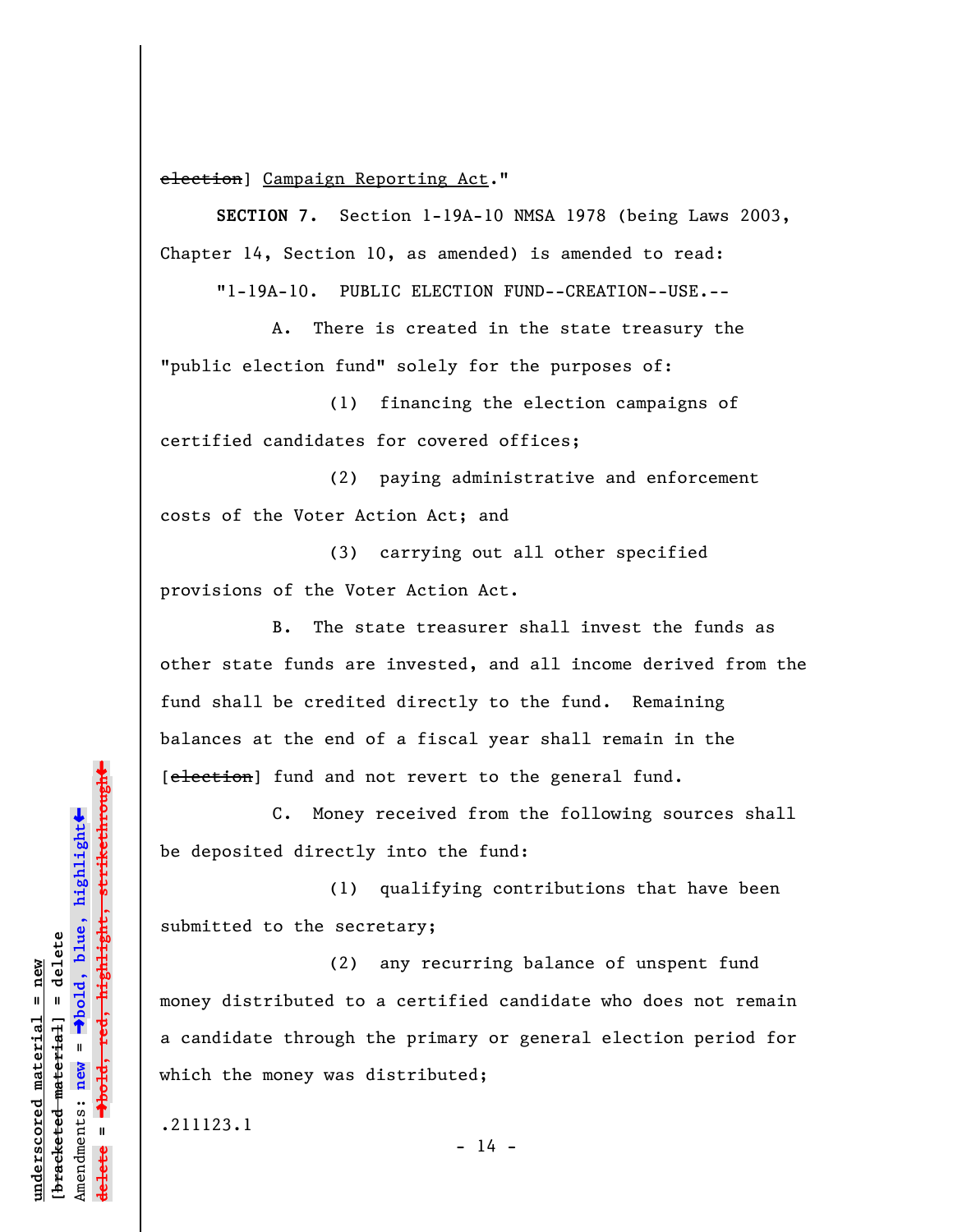~~election~~] Campaign Reporting Act."

**SECTION 7.** Section 1-19A-10 NMSA 1978 (being Laws 2003, Chapter 14, Section 10, as amended) is amended to read:

"1-19A-10. PUBLIC ELECTION FUND--CREATION--USE.--

A. There is created in the state treasury the "public election fund" solely for the purposes of:

(1) financing the election campaigns of certified candidates for covered offices;

(2) paying administrative and enforcement costs of the Voter Action Act; and

(3) carrying out all other specified provisions of the Voter Action Act.

B. The state treasurer shall invest the funds as other state funds are invested, and all income derived from the fund shall be credited directly to the fund. Remaining balances at the end of a fiscal year shall remain in the [~~election~~] fund and not revert to the general fund.

C. Money received from the following sources shall be deposited directly into the fund:

(1) qualifying contributions that have been submitted to the secretary;

(2) any recurring balance of unspent fund money distributed to a certified candidate who does not remain a candidate through the primary or general election period for which the money was distributed;

.211123.1

underscored material = new
[bracketed material] = delete
Amendments: new = →bold, blue, highlight←
delete = →bold, red, highlight, strikethrough←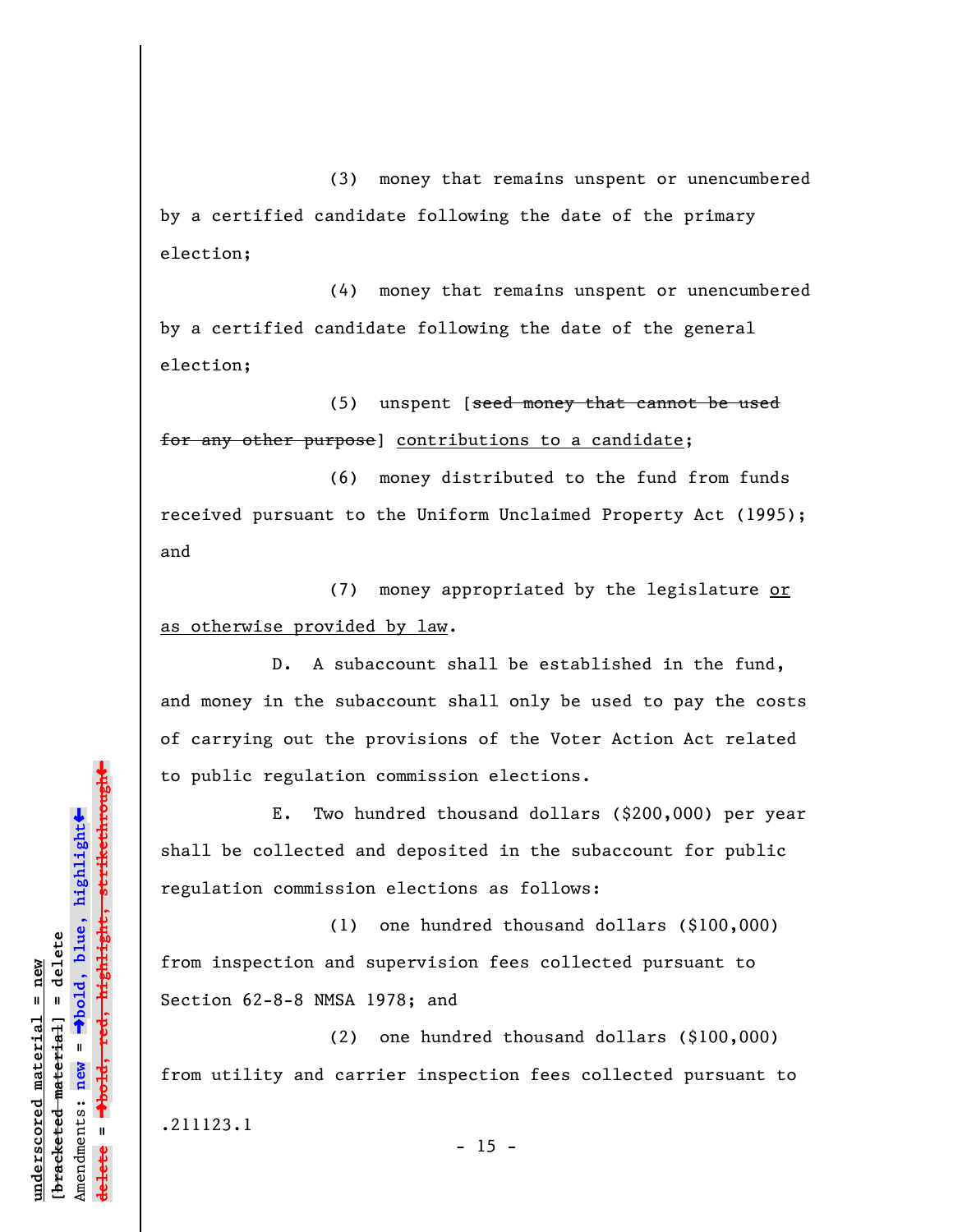(3) money that remains unspent or unencumbered by a certified candidate following the date of the primary election;

(4) money that remains unspent or unencumbered by a certified candidate following the date of the general election;

(5) unspent [~~seed money that cannot be used for any other purpose~~] <u>contributions to a candidate</u>;

(6) money distributed to the fund from funds received pursuant to the Uniform Unclaimed Property Act (1995); and

(7) money appropriated by the legislature <u>or as otherwise provided by law</u>.

D. A subaccount shall be established in the fund, and money in the subaccount shall only be used to pay the costs of carrying out the provisions of the Voter Action Act related to public regulation commission elections.

E. Two hundred thousand dollars ($200,000) per year shall be collected and deposited in the subaccount for public regulation commission elections as follows:

(1) one hundred thousand dollars ($100,000) from inspection and supervision fees collected pursuant to Section 62-8-8 NMSA 1978; and

(2) one hundred thousand dollars ($100,000) from utility and carrier inspection fees collected pursuant to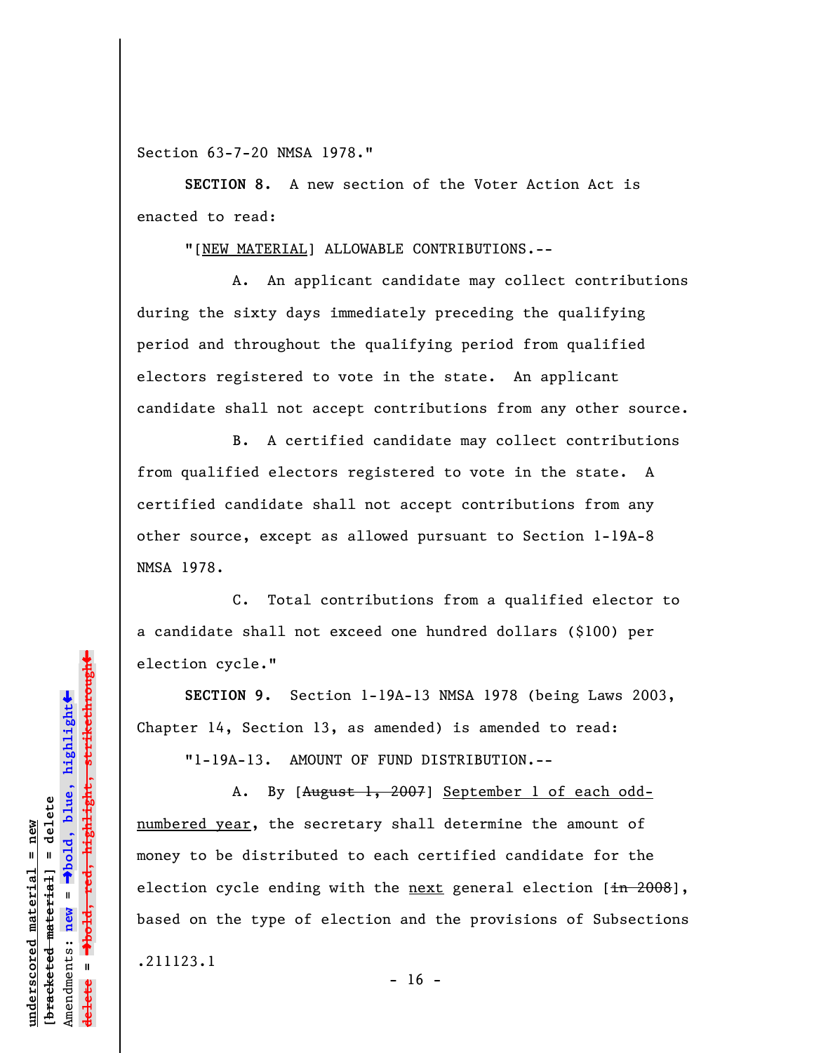Section 63-7-20 NMSA 1978."

**SECTION 8.** A new section of the Voter Action Act is enacted to read:

"[NEW MATERIAL] ALLOWABLE CONTRIBUTIONS.--

A. An applicant candidate may collect contributions during the sixty days immediately preceding the qualifying period and throughout the qualifying period from qualified electors registered to vote in the state. An applicant candidate shall not accept contributions from any other source.

B. A certified candidate may collect contributions from qualified electors registered to vote in the state. A certified candidate shall not accept contributions from any other source, except as allowed pursuant to Section 1-19A-8 NMSA 1978.

C. Total contributions from a qualified elector to a candidate shall not exceed one hundred dollars ($100) per election cycle."

**SECTION 9.** Section 1-19A-13 NMSA 1978 (being Laws 2003, Chapter 14, Section 13, as amended) is amended to read:

"1-19A-13. AMOUNT OF FUND DISTRIBUTION.--

A. By [~~August 1, 2007~~] September 1 of each odd-numbered year, the secretary shall determine the amount of money to be distributed to each certified candidate for the election cycle ending with the next general election [~~in 2008~~], based on the type of election and the provisions of Subsections

.211123.1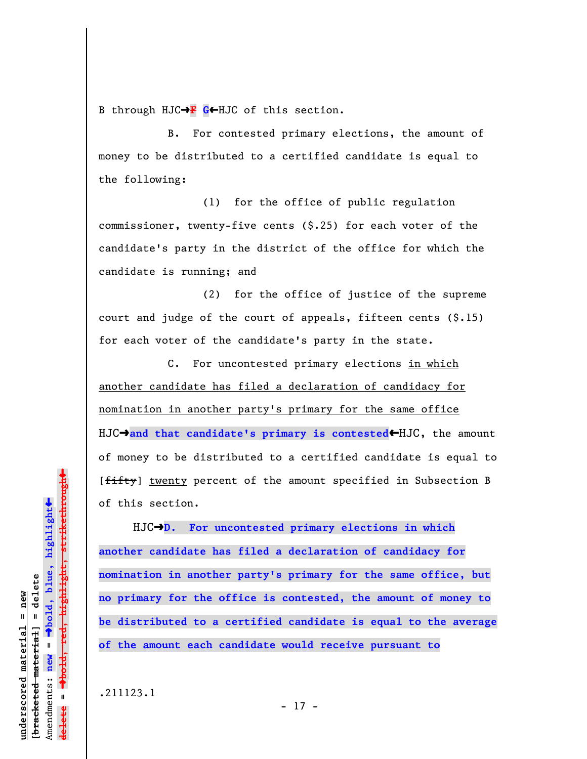B through HJC→~~F~~ **G**←HJC of this section.

B. For contested primary elections, the amount of money to be distributed to a certified candidate is equal to the following:

(1) for the office of public regulation commissioner, twenty-five cents ($.25) for each voter of the candidate's party in the district of the office for which the candidate is running; and

(2) for the office of justice of the supreme court and judge of the court of appeals, fifteen cents ($.15) for each voter of the candidate's party in the state.

C. For uncontested primary elections <u>in which another candidate has filed a declaration of candidacy for nomination in another party's primary for the same office</u> HJC→**and that candidate's primary is contested**←HJC, the amount of money to be distributed to a certified candidate is equal to [~~fifty~~] <u>twenty</u> percent of the amount specified in Subsection B of this section.

HJC→**D. For uncontested primary elections in which another candidate has filed a declaration of candidacy for nomination in another party's primary for the same office, but no primary for the office is contested, the amount of money to be distributed to a certified candidate is equal to the average of the amount each candidate would receive pursuant to**

.211123.1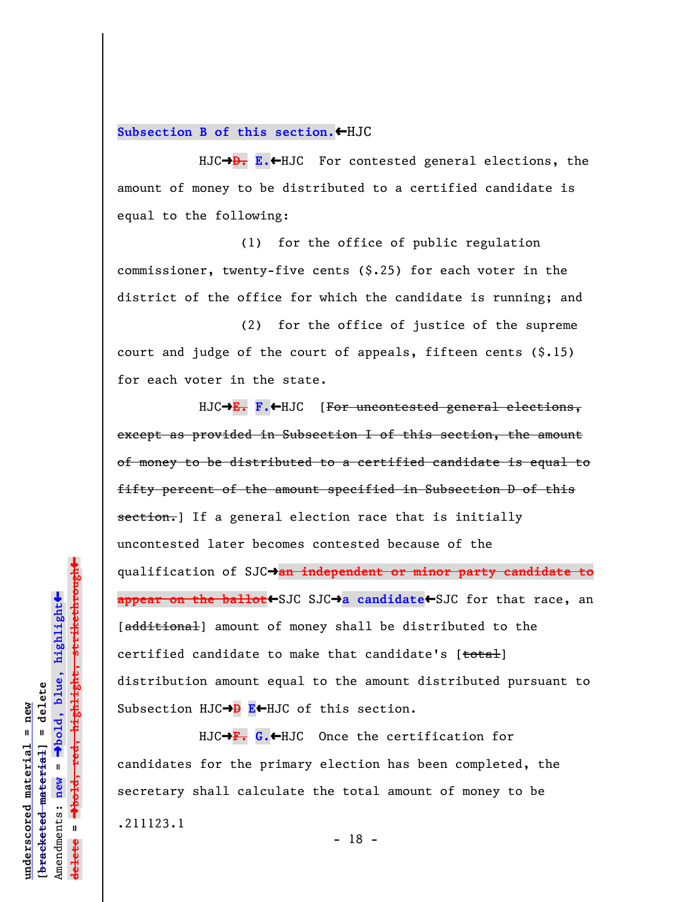Subsection B of this section.←HJC

HJC→~~D.~~ E.←HJC For contested general elections, the amount of money to be distributed to a certified candidate is equal to the following:

(1) for the office of public regulation commissioner, twenty-five cents ($.25) for each voter in the district of the office for which the candidate is running; and

(2) for the office of justice of the supreme court and judge of the court of appeals, fifteen cents ($.15) for each voter in the state.

HJC→~~E.~~ F.←HJC [~~For uncontested general elections, except as provided in Subsection I of this section, the amount of money to be distributed to a certified candidate is equal to fifty percent of the amount specified in Subsection D of this section.~~] If a general election race that is initially uncontested later becomes contested because of the qualification of SJC→~~an independent or minor party candidate to appear on the ballot~~←SJC SJC→a candidate←SJC for that race, an [~~additional~~] amount of money shall be distributed to the certified candidate to make that candidate's [~~total~~] distribution amount equal to the amount distributed pursuant to Subsection HJC→~~D~~ E←HJC of this section.

HJC→~~F.~~ G.←HJC Once the certification for candidates for the primary election has been completed, the secretary shall calculate the total amount of money to be

.211123.1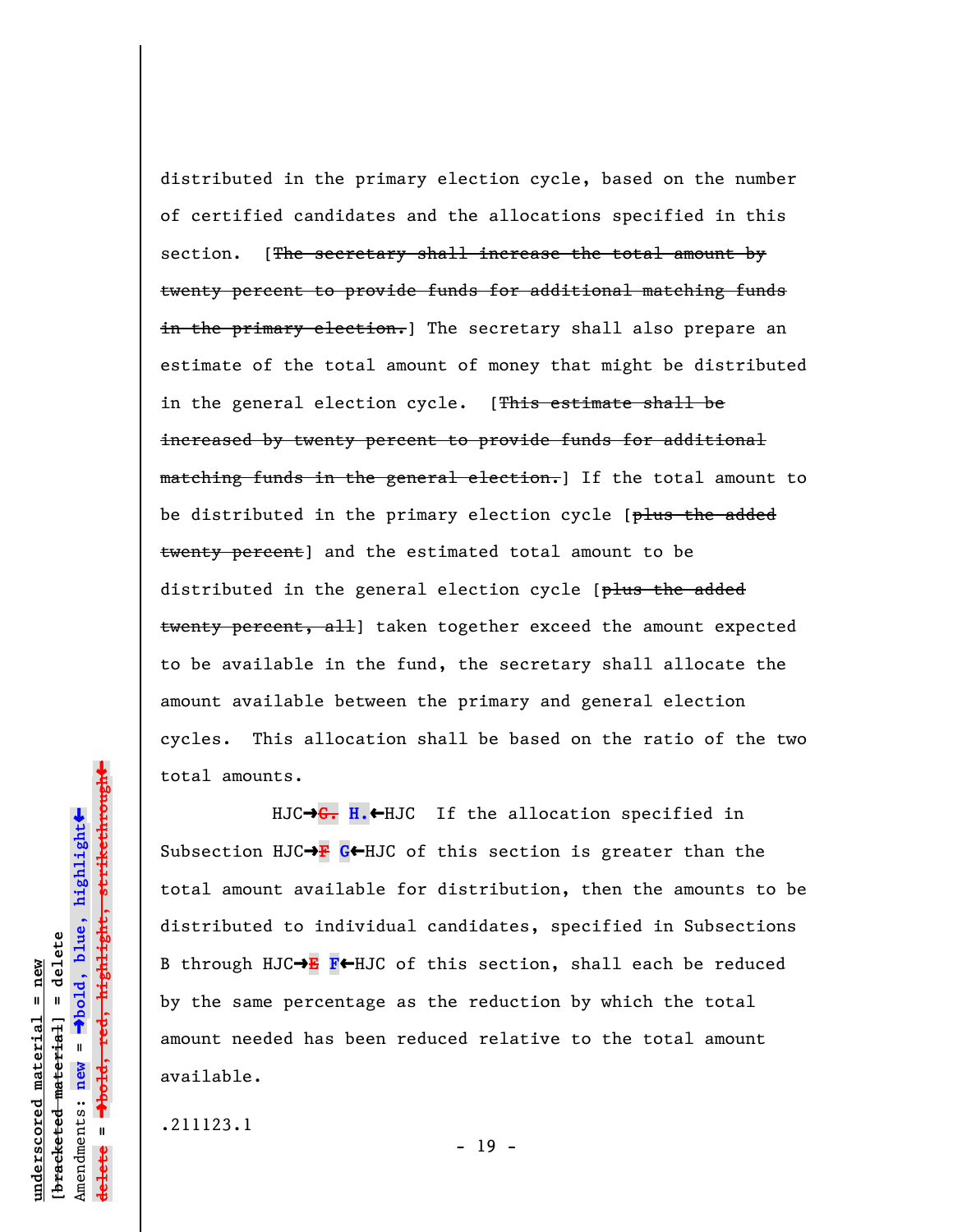distributed in the primary election cycle, based on the number of certified candidates and the allocations specified in this section. [~~The secretary shall increase the total amount by twenty percent to provide funds for additional matching funds in the primary election.~~] The secretary shall also prepare an estimate of the total amount of money that might be distributed in the general election cycle. [~~This estimate shall be increased by twenty percent to provide funds for additional matching funds in the general election.~~] If the total amount to be distributed in the primary election cycle [~~plus the added twenty percent~~] and the estimated total amount to be distributed in the general election cycle [~~plus the added twenty percent, all~~] taken together exceed the amount expected to be available in the fund, the secretary shall allocate the amount available between the primary and general election cycles. This allocation shall be based on the ratio of the two total amounts.

HJC→~~G.~~ **H.**←HJC If the allocation specified in Subsection HJC→~~F~~ **G**←HJC of this section is greater than the total amount available for distribution, then the amounts to be distributed to individual candidates, specified in Subsections B through HJC→~~E~~ **F**←HJC of this section, shall each be reduced by the same percentage as the reduction by which the total amount needed has been reduced relative to the total amount available.

.211123.1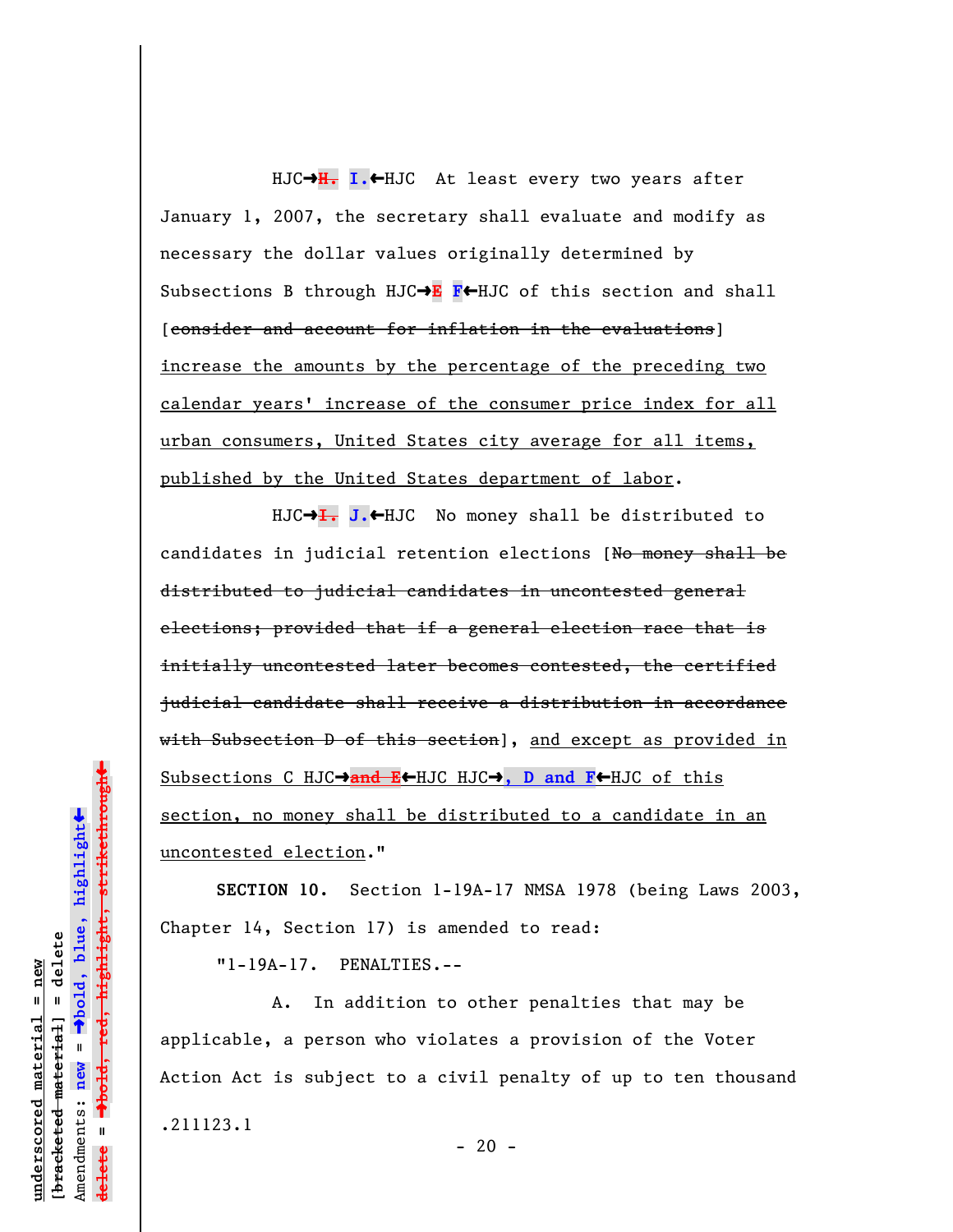HJC→~~H.~~ **I.**←HJC At least every two years after January 1, 2007, the secretary shall evaluate and modify as necessary the dollar values originally determined by Subsections B through HJC→~~E~~ **F**←HJC of this section and shall [~~consider and account for inflation in the evaluations~~] <u>increase the amounts by the percentage of the preceding two calendar years' increase of the consumer price index for all urban consumers, United States city average for all items, published by the United States department of labor</u>.

HJC→~~I.~~ **J.**←HJC No money shall be distributed to candidates in judicial retention elections [~~No money shall be distributed to judicial candidates in uncontested general elections; provided that if a general election race that is initially uncontested later becomes contested, the certified judicial candidate shall receive a distribution in accordance with Subsection D of this section~~], <u>and except as provided in Subsections C HJC→~~and E~~←HJC HJC→**, D and F**←HJC of this section, no money shall be distributed to a candidate in an uncontested election</u>."

**SECTION 10.** Section 1-19A-17 NMSA 1978 (being Laws 2003, Chapter 14, Section 17) is amended to read:

"1-19A-17. PENALTIES.--

A. In addition to other penalties that may be applicable, a person who violates a provision of the Voter Action Act is subject to a civil penalty of up to ten thousand

.211123.1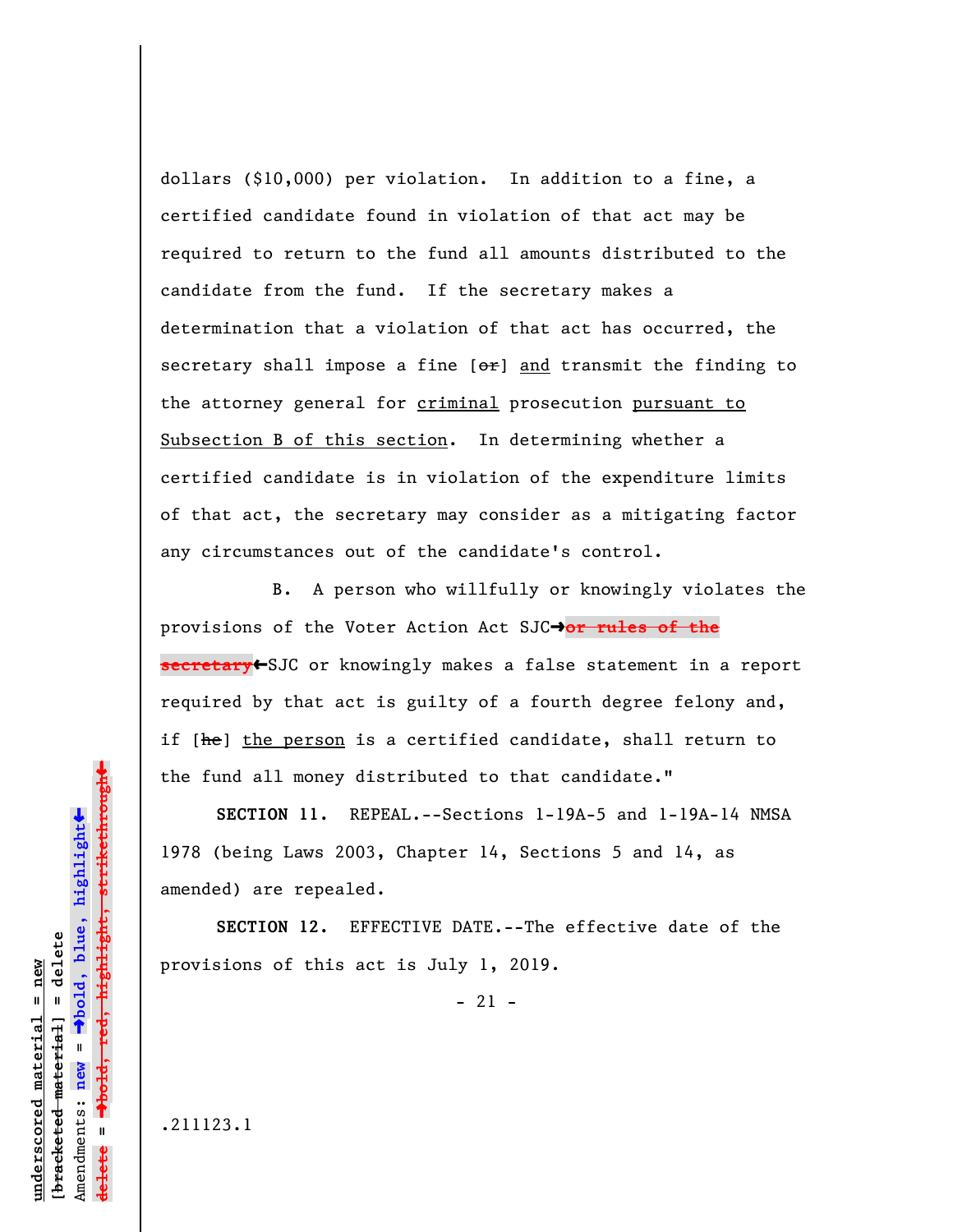dollars ($10,000) per violation. In addition to a fine, a certified candidate found in violation of that act may be required to return to the fund all amounts distributed to the candidate from the fund. If the secretary makes a determination that a violation of that act has occurred, the secretary shall impose a fine [~~or~~] <u>and</u> transmit the finding to the attorney general for <u>criminal</u> prosecution <u>pursuant to Subsection B of this section</u>. In determining whether a certified candidate is in violation of the expenditure limits of that act, the secretary may consider as a mitigating factor any circumstances out of the candidate's control.

B. A person who willfully or knowingly violates the provisions of the Voter Action Act SJC→~~or rules of the secretary~~←SJC or knowingly makes a false statement in a report required by that act is guilty of a fourth degree felony and, if [~~he~~] <u>the person</u> is a certified candidate, shall return to the fund all money distributed to that candidate."

**SECTION 11.** REPEAL.--Sections 1-19A-5 and 1-19A-14 NMSA 1978 (being Laws 2003, Chapter 14, Sections 5 and 14, as amended) are repealed.

**SECTION 12.** EFFECTIVE DATE.--The effective date of the provisions of this act is July 1, 2019.

.211123.1